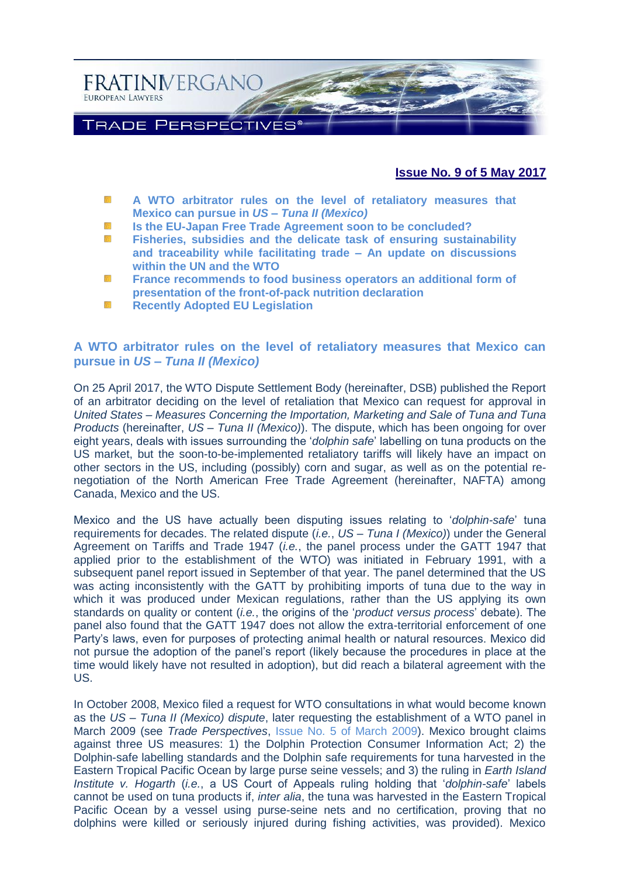FRATINIVERGANO
EUROPEAN LAWYERS

TRADE PERSPECTIVES®

**Issue No. 9 of 5 May 2017**

- **A WTO arbitrator rules on the level of retaliatory measures that Mexico can pursue in *US – Tuna II (Mexico)***
- **Is the EU-Japan Free Trade Agreement soon to be concluded?**
- **Fisheries, subsidies and the delicate task of ensuring sustainability and traceability while facilitating trade – An update on discussions within the UN and the WTO**
- **France recommends to food business operators an additional form of presentation of the front-of-pack nutrition declaration**
- **Recently Adopted EU Legislation**

## A WTO arbitrator rules on the level of retaliatory measures that Mexico can pursue in *US – Tuna II (Mexico)*

On 25 April 2017, the WTO Dispute Settlement Body (hereinafter, DSB) published the Report of an arbitrator deciding on the level of retaliation that Mexico can request for approval in *United States – Measures Concerning the Importation, Marketing and Sale of Tuna and Tuna Products* (hereinafter, *US – Tuna II (Mexico)*). The dispute, which has been ongoing for over eight years, deals with issues surrounding the '*dolphin safe*' labelling on tuna products on the US market, but the soon-to-be-implemented retaliatory tariffs will likely have an impact on other sectors in the US, including (possibly) corn and sugar, as well as on the potential re-negotiation of the North American Free Trade Agreement (hereinafter, NAFTA) among Canada, Mexico and the US.

Mexico and the US have actually been disputing issues relating to '*dolphin-safe*' tuna requirements for decades. The related dispute (*i.e.*, *US – Tuna I (Mexico)*) under the General Agreement on Tariffs and Trade 1947 (*i.e.*, the panel process under the GATT 1947 that applied prior to the establishment of the WTO) was initiated in February 1991, with a subsequent panel report issued in September of that year. The panel determined that the US was acting inconsistently with the GATT by prohibiting imports of tuna due to the way in which it was produced under Mexican regulations, rather than the US applying its own standards on quality or content (*i.e.*, the origins of the '*product versus process*' debate). The panel also found that the GATT 1947 does not allow the extra-territorial enforcement of one Party's laws, even for purposes of protecting animal health or natural resources. Mexico did not pursue the adoption of the panel's report (likely because the procedures in place at the time would likely have not resulted in adoption), but did reach a bilateral agreement with the US.

In October 2008, Mexico filed a request for WTO consultations in what would become known as the *US – Tuna II (Mexico) dispute*, later requesting the establishment of a WTO panel in March 2009 (see *Trade Perspectives*, Issue No. 5 of March 2009). Mexico brought claims against three US measures: 1) the Dolphin Protection Consumer Information Act; 2) the Dolphin-safe labelling standards and the Dolphin safe requirements for tuna harvested in the Eastern Tropical Pacific Ocean by large purse seine vessels; and 3) the ruling in *Earth Island Institute v. Hogarth* (*i.e.*, a US Court of Appeals ruling holding that '*dolphin-safe*' labels cannot be used on tuna products if, *inter alia*, the tuna was harvested in the Eastern Tropical Pacific Ocean by a vessel using purse-seine nets and no certification, proving that no dolphins were killed or seriously injured during fishing activities, was provided). Mexico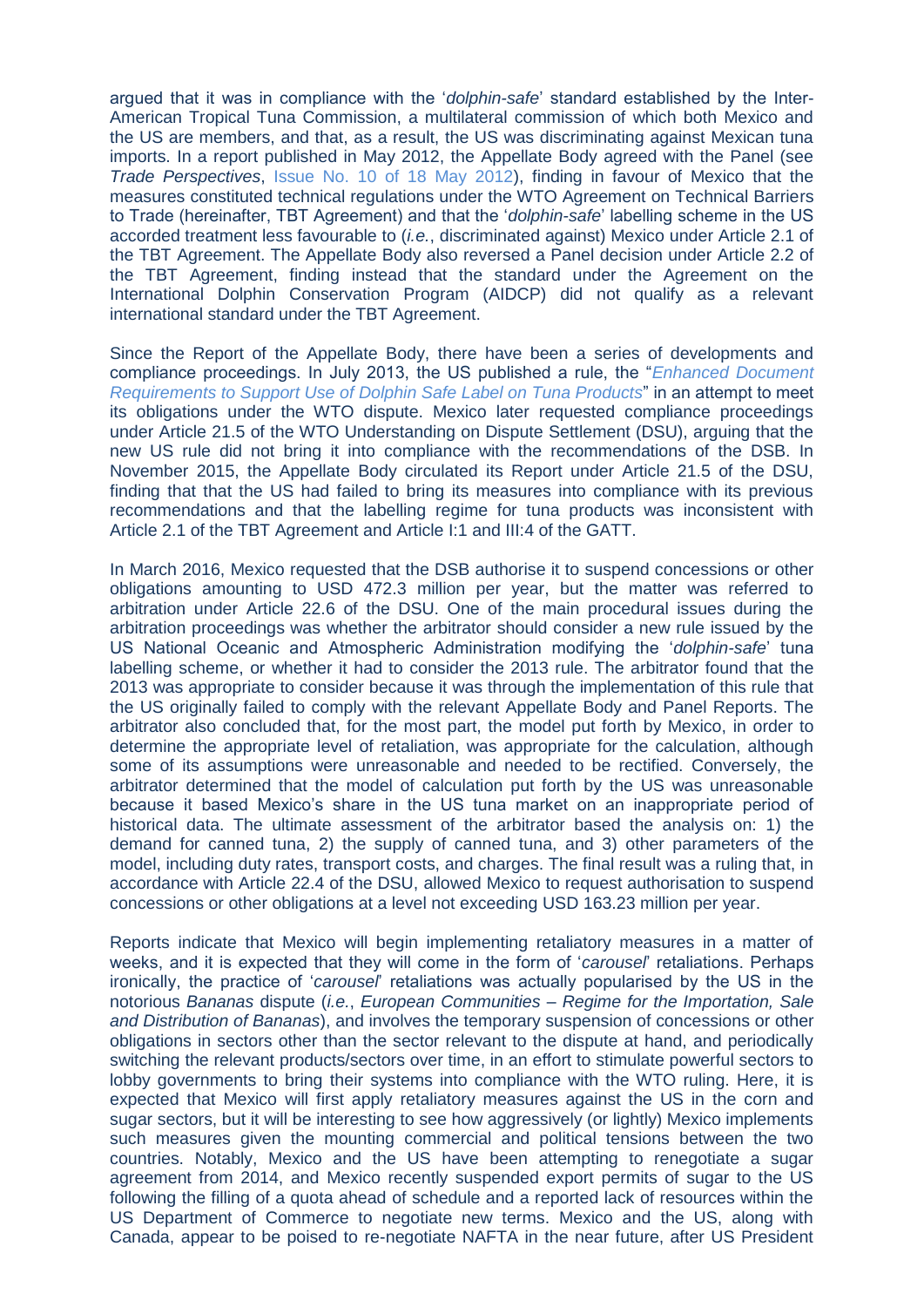argued that it was in compliance with the '*dolphin-safe*' standard established by the Inter-American Tropical Tuna Commission, a multilateral commission of which both Mexico and the US are members, and that, as a result, the US was discriminating against Mexican tuna imports. In a report published in May 2012, the Appellate Body agreed with the Panel (see *Trade Perspectives*, Issue No. 10 of 18 May 2012), finding in favour of Mexico that the measures constituted technical regulations under the WTO Agreement on Technical Barriers to Trade (hereinafter, TBT Agreement) and that the '*dolphin-safe*' labelling scheme in the US accorded treatment less favourable to (*i.e.*, discriminated against) Mexico under Article 2.1 of the TBT Agreement. The Appellate Body also reversed a Panel decision under Article 2.2 of the TBT Agreement, finding instead that the standard under the Agreement on the International Dolphin Conservation Program (AIDCP) did not qualify as a relevant international standard under the TBT Agreement.

Since the Report of the Appellate Body, there have been a series of developments and compliance proceedings. In July 2013, the US published a rule, the "*Enhanced Document Requirements to Support Use of Dolphin Safe Label on Tuna Products*" in an attempt to meet its obligations under the WTO dispute. Mexico later requested compliance proceedings under Article 21.5 of the WTO Understanding on Dispute Settlement (DSU), arguing that the new US rule did not bring it into compliance with the recommendations of the DSB. In November 2015, the Appellate Body circulated its Report under Article 21.5 of the DSU, finding that that the US had failed to bring its measures into compliance with its previous recommendations and that the labelling regime for tuna products was inconsistent with Article 2.1 of the TBT Agreement and Article I:1 and III:4 of the GATT.

In March 2016, Mexico requested that the DSB authorise it to suspend concessions or other obligations amounting to USD 472.3 million per year, but the matter was referred to arbitration under Article 22.6 of the DSU. One of the main procedural issues during the arbitration proceedings was whether the arbitrator should consider a new rule issued by the US National Oceanic and Atmospheric Administration modifying the '*dolphin-safe*' tuna labelling scheme, or whether it had to consider the 2013 rule. The arbitrator found that the 2013 was appropriate to consider because it was through the implementation of this rule that the US originally failed to comply with the relevant Appellate Body and Panel Reports. The arbitrator also concluded that, for the most part, the model put forth by Mexico, in order to determine the appropriate level of retaliation, was appropriate for the calculation, although some of its assumptions were unreasonable and needed to be rectified. Conversely, the arbitrator determined that the model of calculation put forth by the US was unreasonable because it based Mexico's share in the US tuna market on an inappropriate period of historical data. The ultimate assessment of the arbitrator based the analysis on: 1) the demand for canned tuna, 2) the supply of canned tuna, and 3) other parameters of the model, including duty rates, transport costs, and charges. The final result was a ruling that, in accordance with Article 22.4 of the DSU, allowed Mexico to request authorisation to suspend concessions or other obligations at a level not exceeding USD 163.23 million per year.

Reports indicate that Mexico will begin implementing retaliatory measures in a matter of weeks, and it is expected that they will come in the form of '*carousel*' retaliations. Perhaps ironically, the practice of '*carousel*' retaliations was actually popularised by the US in the notorious *Bananas* dispute (*i.e.*, *European Communities – Regime for the Importation, Sale and Distribution of Bananas*), and involves the temporary suspension of concessions or other obligations in sectors other than the sector relevant to the dispute at hand, and periodically switching the relevant products/sectors over time, in an effort to stimulate powerful sectors to lobby governments to bring their systems into compliance with the WTO ruling. Here, it is expected that Mexico will first apply retaliatory measures against the US in the corn and sugar sectors, but it will be interesting to see how aggressively (or lightly) Mexico implements such measures given the mounting commercial and political tensions between the two countries. Notably, Mexico and the US have been attempting to renegotiate a sugar agreement from 2014, and Mexico recently suspended export permits of sugar to the US following the filling of a quota ahead of schedule and a reported lack of resources within the US Department of Commerce to negotiate new terms. Mexico and the US, along with Canada, appear to be poised to re-negotiate NAFTA in the near future, after US President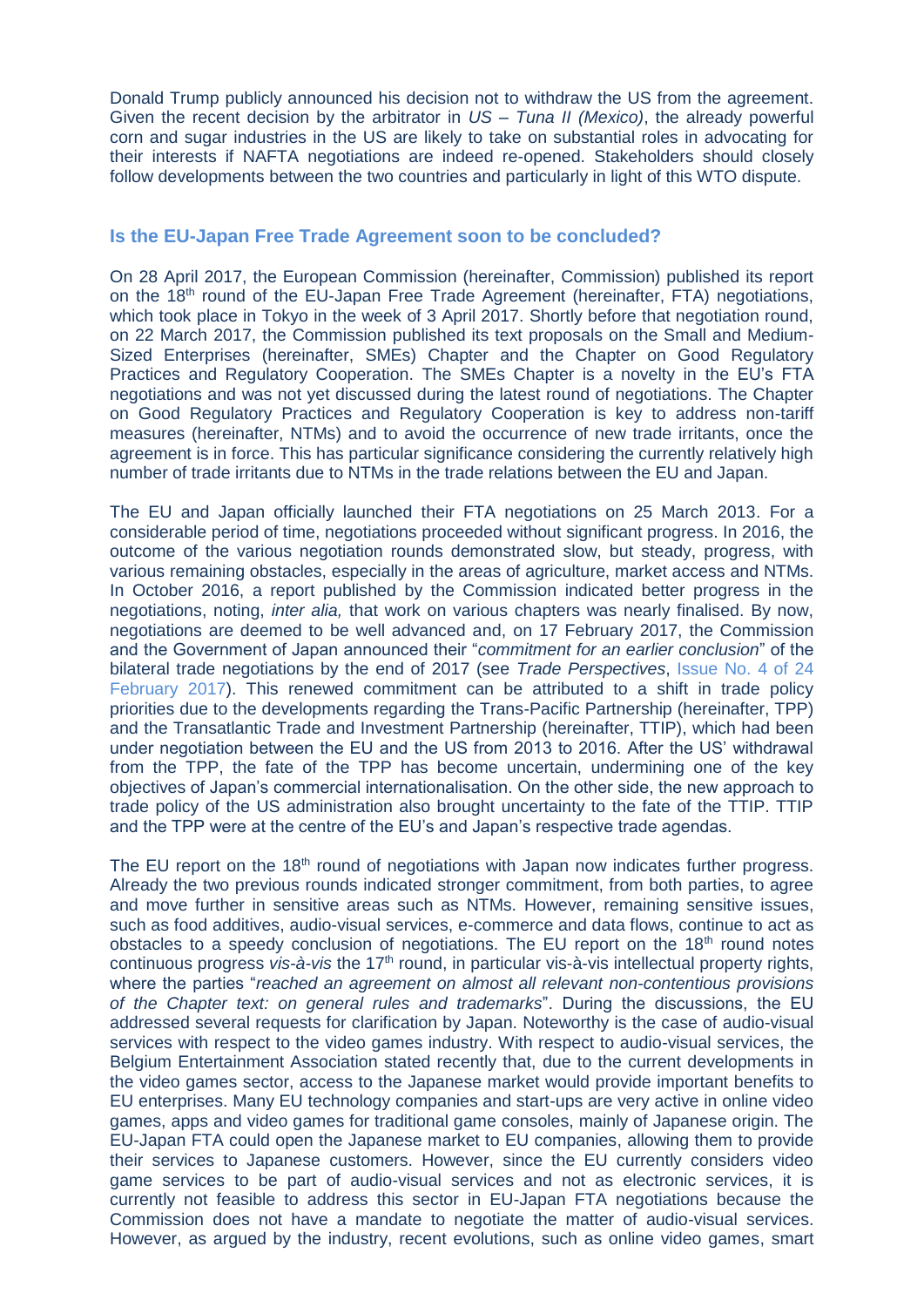Donald Trump publicly announced his decision not to withdraw the US from the agreement. Given the recent decision by the arbitrator in *US – Tuna II (Mexico)*, the already powerful corn and sugar industries in the US are likely to take on substantial roles in advocating for their interests if NAFTA negotiations are indeed re-opened. Stakeholders should closely follow developments between the two countries and particularly in light of this WTO dispute.

## Is the EU-Japan Free Trade Agreement soon to be concluded?

On 28 April 2017, the European Commission (hereinafter, Commission) published its report on the 18th round of the EU-Japan Free Trade Agreement (hereinafter, FTA) negotiations, which took place in Tokyo in the week of 3 April 2017. Shortly before that negotiation round, on 22 March 2017, the Commission published its text proposals on the Small and Medium-Sized Enterprises (hereinafter, SMEs) Chapter and the Chapter on Good Regulatory Practices and Regulatory Cooperation. The SMEs Chapter is a novelty in the EU's FTA negotiations and was not yet discussed during the latest round of negotiations. The Chapter on Good Regulatory Practices and Regulatory Cooperation is key to address non-tariff measures (hereinafter, NTMs) and to avoid the occurrence of new trade irritants, once the agreement is in force. This has particular significance considering the currently relatively high number of trade irritants due to NTMs in the trade relations between the EU and Japan.

The EU and Japan officially launched their FTA negotiations on 25 March 2013. For a considerable period of time, negotiations proceeded without significant progress. In 2016, the outcome of the various negotiation rounds demonstrated slow, but steady, progress, with various remaining obstacles, especially in the areas of agriculture, market access and NTMs. In October 2016, a report published by the Commission indicated better progress in the negotiations, noting, *inter alia,* that work on various chapters was nearly finalised. By now, negotiations are deemed to be well advanced and, on 17 February 2017, the Commission and the Government of Japan announced their "*commitment for an earlier conclusion*" of the bilateral trade negotiations by the end of 2017 (see *Trade Perspectives*, Issue No. 4 of 24 February 2017). This renewed commitment can be attributed to a shift in trade policy priorities due to the developments regarding the Trans-Pacific Partnership (hereinafter, TPP) and the Transatlantic Trade and Investment Partnership (hereinafter, TTIP), which had been under negotiation between the EU and the US from 2013 to 2016. After the US' withdrawal from the TPP, the fate of the TPP has become uncertain, undermining one of the key objectives of Japan's commercial internationalisation. On the other side, the new approach to trade policy of the US administration also brought uncertainty to the fate of the TTIP. TTIP and the TPP were at the centre of the EU's and Japan's respective trade agendas.

The EU report on the 18th round of negotiations with Japan now indicates further progress. Already the two previous rounds indicated stronger commitment, from both parties, to agree and move further in sensitive areas such as NTMs. However, remaining sensitive issues, such as food additives, audio-visual services, e-commerce and data flows, continue to act as obstacles to a speedy conclusion of negotiations. The EU report on the 18th round notes continuous progress *vis-à-vis* the 17th round, in particular vis-à-vis intellectual property rights, where the parties "*reached an agreement on almost all relevant non-contentious provisions of the Chapter text: on general rules and trademarks*". During the discussions, the EU addressed several requests for clarification by Japan. Noteworthy is the case of audio-visual services with respect to the video games industry. With respect to audio-visual services, the Belgium Entertainment Association stated recently that, due to the current developments in the video games sector, access to the Japanese market would provide important benefits to EU enterprises. Many EU technology companies and start-ups are very active in online video games, apps and video games for traditional game consoles, mainly of Japanese origin. The EU-Japan FTA could open the Japanese market to EU companies, allowing them to provide their services to Japanese customers. However, since the EU currently considers video game services to be part of audio-visual services and not as electronic services, it is currently not feasible to address this sector in EU-Japan FTA negotiations because the Commission does not have a mandate to negotiate the matter of audio-visual services. However, as argued by the industry, recent evolutions, such as online video games, smart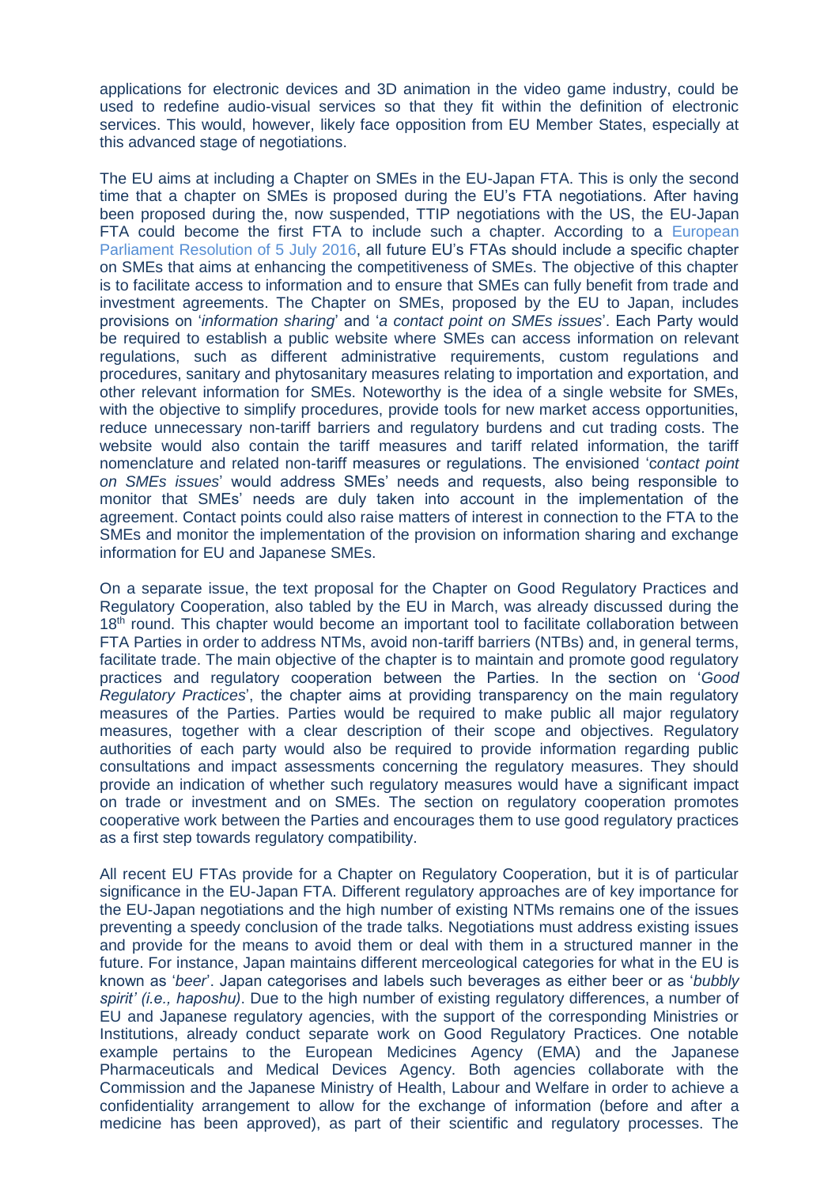applications for electronic devices and 3D animation in the video game industry, could be used to redefine audio-visual services so that they fit within the definition of electronic services. This would, however, likely face opposition from EU Member States, especially at this advanced stage of negotiations.

The EU aims at including a Chapter on SMEs in the EU-Japan FTA. This is only the second time that a chapter on SMEs is proposed during the EU's FTA negotiations. After having been proposed during the, now suspended, TTIP negotiations with the US, the EU-Japan FTA could become the first FTA to include such a chapter. According to a European Parliament Resolution of 5 July 2016, all future EU's FTAs should include a specific chapter on SMEs that aims at enhancing the competitiveness of SMEs. The objective of this chapter is to facilitate access to information and to ensure that SMEs can fully benefit from trade and investment agreements. The Chapter on SMEs, proposed by the EU to Japan, includes provisions on '*information sharing*' and '*a contact point on SMEs issues*'. Each Party would be required to establish a public website where SMEs can access information on relevant regulations, such as different administrative requirements, custom regulations and procedures, sanitary and phytosanitary measures relating to importation and exportation, and other relevant information for SMEs. Noteworthy is the idea of a single website for SMEs, with the objective to simplify procedures, provide tools for new market access opportunities, reduce unnecessary non-tariff barriers and regulatory burdens and cut trading costs. The website would also contain the tariff measures and tariff related information, the tariff nomenclature and related non-tariff measures or regulations. The envisioned '*contact point on SMEs issues*' would address SMEs' needs and requests, also being responsible to monitor that SMEs' needs are duly taken into account in the implementation of the agreement. Contact points could also raise matters of interest in connection to the FTA to the SMEs and monitor the implementation of the provision on information sharing and exchange information for EU and Japanese SMEs.

On a separate issue, the text proposal for the Chapter on Good Regulatory Practices and Regulatory Cooperation, also tabled by the EU in March, was already discussed during the 18th round. This chapter would become an important tool to facilitate collaboration between FTA Parties in order to address NTMs, avoid non-tariff barriers (NTBs) and, in general terms, facilitate trade. The main objective of the chapter is to maintain and promote good regulatory practices and regulatory cooperation between the Parties. In the section on '*Good Regulatory Practices*', the chapter aims at providing transparency on the main regulatory measures of the Parties. Parties would be required to make public all major regulatory measures, together with a clear description of their scope and objectives. Regulatory authorities of each party would also be required to provide information regarding public consultations and impact assessments concerning the regulatory measures. They should provide an indication of whether such regulatory measures would have a significant impact on trade or investment and on SMEs. The section on regulatory cooperation promotes cooperative work between the Parties and encourages them to use good regulatory practices as a first step towards regulatory compatibility.

All recent EU FTAs provide for a Chapter on Regulatory Cooperation, but it is of particular significance in the EU-Japan FTA. Different regulatory approaches are of key importance for the EU-Japan negotiations and the high number of existing NTMs remains one of the issues preventing a speedy conclusion of the trade talks. Negotiations must address existing issues and provide for the means to avoid them or deal with them in a structured manner in the future. For instance, Japan maintains different merceological categories for what in the EU is known as '*beer*'. Japan categorises and labels such beverages as either beer or as '*bubbly spirit' (i.e., haposhu)*. Due to the high number of existing regulatory differences, a number of EU and Japanese regulatory agencies, with the support of the corresponding Ministries or Institutions, already conduct separate work on Good Regulatory Practices. One notable example pertains to the European Medicines Agency (EMA) and the Japanese Pharmaceuticals and Medical Devices Agency. Both agencies collaborate with the Commission and the Japanese Ministry of Health, Labour and Welfare in order to achieve a confidentiality arrangement to allow for the exchange of information (before and after a medicine has been approved), as part of their scientific and regulatory processes. The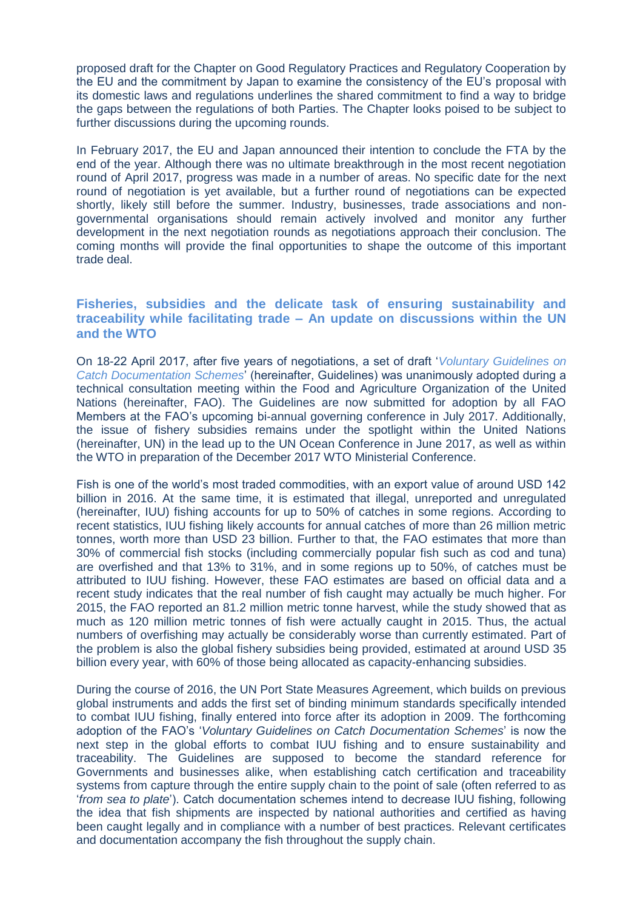proposed draft for the Chapter on Good Regulatory Practices and Regulatory Cooperation by the EU and the commitment by Japan to examine the consistency of the EU's proposal with its domestic laws and regulations underlines the shared commitment to find a way to bridge the gaps between the regulations of both Parties. The Chapter looks poised to be subject to further discussions during the upcoming rounds.

In February 2017, the EU and Japan announced their intention to conclude the FTA by the end of the year. Although there was no ultimate breakthrough in the most recent negotiation round of April 2017, progress was made in a number of areas. No specific date for the next round of negotiation is yet available, but a further round of negotiations can be expected shortly, likely still before the summer. Industry, businesses, trade associations and non-governmental organisations should remain actively involved and monitor any further development in the next negotiation rounds as negotiations approach their conclusion. The coming months will provide the final opportunities to shape the outcome of this important trade deal.

## Fisheries, subsidies and the delicate task of ensuring sustainability and traceability while facilitating trade – An update on discussions within the UN and the WTO

On 18-22 April 2017, after five years of negotiations, a set of draft '*Voluntary Guidelines on Catch Documentation Schemes*' (hereinafter, Guidelines) was unanimously adopted during a technical consultation meeting within the Food and Agriculture Organization of the United Nations (hereinafter, FAO). The Guidelines are now submitted for adoption by all FAO Members at the FAO's upcoming bi-annual governing conference in July 2017. Additionally, the issue of fishery subsidies remains under the spotlight within the United Nations (hereinafter, UN) in the lead up to the UN Ocean Conference in June 2017, as well as within the WTO in preparation of the December 2017 WTO Ministerial Conference.

Fish is one of the world's most traded commodities, with an export value of around USD 142 billion in 2016. At the same time, it is estimated that illegal, unreported and unregulated (hereinafter, IUU) fishing accounts for up to 50% of catches in some regions. According to recent statistics, IUU fishing likely accounts for annual catches of more than 26 million metric tonnes, worth more than USD 23 billion. Further to that, the FAO estimates that more than 30% of commercial fish stocks (including commercially popular fish such as cod and tuna) are overfished and that 13% to 31%, and in some regions up to 50%, of catches must be attributed to IUU fishing. However, these FAO estimates are based on official data and a recent study indicates that the real number of fish caught may actually be much higher. For 2015, the FAO reported an 81.2 million metric tonne harvest, while the study showed that as much as 120 million metric tonnes of fish were actually caught in 2015. Thus, the actual numbers of overfishing may actually be considerably worse than currently estimated. Part of the problem is also the global fishery subsidies being provided, estimated at around USD 35 billion every year, with 60% of those being allocated as capacity-enhancing subsidies.

During the course of 2016, the UN Port State Measures Agreement, which builds on previous global instruments and adds the first set of binding minimum standards specifically intended to combat IUU fishing, finally entered into force after its adoption in 2009. The forthcoming adoption of the FAO's '*Voluntary Guidelines on Catch Documentation Schemes*' is now the next step in the global efforts to combat IUU fishing and to ensure sustainability and traceability. The Guidelines are supposed to become the standard reference for Governments and businesses alike, when establishing catch certification and traceability systems from capture through the entire supply chain to the point of sale (often referred to as '*from sea to plate*'). Catch documentation schemes intend to decrease IUU fishing, following the idea that fish shipments are inspected by national authorities and certified as having been caught legally and in compliance with a number of best practices. Relevant certificates and documentation accompany the fish throughout the supply chain.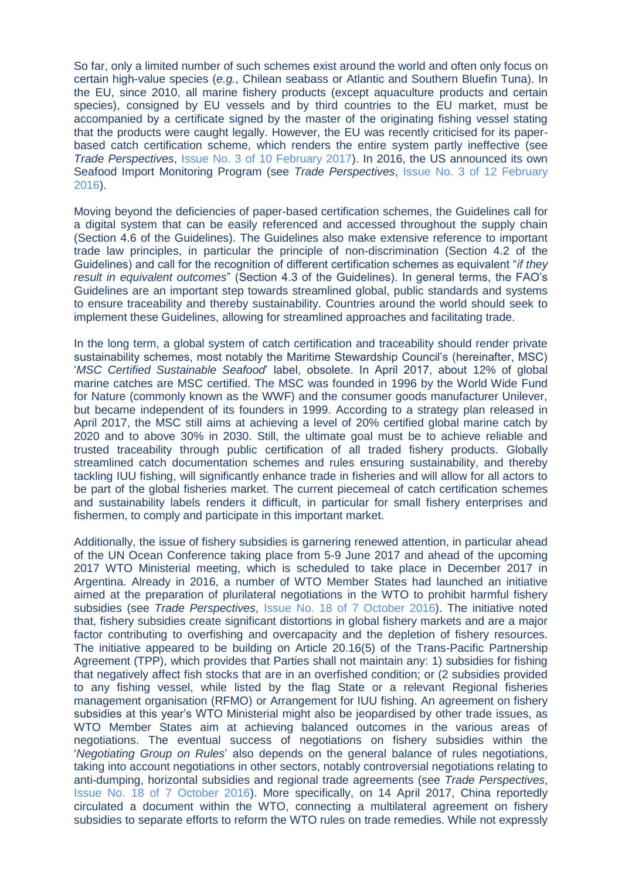So far, only a limited number of such schemes exist around the world and often only focus on certain high-value species (*e.g.*, Chilean seabass or Atlantic and Southern Bluefin Tuna). In the EU, since 2010, all marine fishery products (except aquaculture products and certain species), consigned by EU vessels and by third countries to the EU market, must be accompanied by a certificate signed by the master of the originating fishing vessel stating that the products were caught legally. However, the EU was recently criticised for its paper-based catch certification scheme, which renders the entire system partly ineffective (see *Trade Perspectives*, Issue No. 3 of 10 February 2017). In 2016, the US announced its own Seafood Import Monitoring Program (see *Trade Perspectives*, Issue No. 3 of 12 February 2016).

Moving beyond the deficiencies of paper-based certification schemes, the Guidelines call for a digital system that can be easily referenced and accessed throughout the supply chain (Section 4.6 of the Guidelines). The Guidelines also make extensive reference to important trade law principles, in particular the principle of non-discrimination (Section 4.2 of the Guidelines) and call for the recognition of different certification schemes as equivalent "*if they result in equivalent outcomes*" (Section 4.3 of the Guidelines). In general terms, the FAO's Guidelines are an important step towards streamlined global, public standards and systems to ensure traceability and thereby sustainability. Countries around the world should seek to implement these Guidelines, allowing for streamlined approaches and facilitating trade.

In the long term, a global system of catch certification and traceability should render private sustainability schemes, most notably the Maritime Stewardship Council's (hereinafter, MSC) '*MSC Certified Sustainable Seafood*' label, obsolete. In April 2017, about 12% of global marine catches are MSC certified. The MSC was founded in 1996 by the World Wide Fund for Nature (commonly known as the WWF) and the consumer goods manufacturer Unilever, but became independent of its founders in 1999. According to a strategy plan released in April 2017, the MSC still aims at achieving a level of 20% certified global marine catch by 2020 and to above 30% in 2030. Still, the ultimate goal must be to achieve reliable and trusted traceability through public certification of all traded fishery products. Globally streamlined catch documentation schemes and rules ensuring sustainability, and thereby tackling IUU fishing, will significantly enhance trade in fisheries and will allow for all actors to be part of the global fisheries market. The current piecemeal of catch certification schemes and sustainability labels renders it difficult, in particular for small fishery enterprises and fishermen, to comply and participate in this important market.

Additionally, the issue of fishery subsidies is garnering renewed attention, in particular ahead of the UN Ocean Conference taking place from 5-9 June 2017 and ahead of the upcoming 2017 WTO Ministerial meeting, which is scheduled to take place in December 2017 in Argentina. Already in 2016, a number of WTO Member States had launched an initiative aimed at the preparation of plurilateral negotiations in the WTO to prohibit harmful fishery subsidies (see *Trade Perspectives*, Issue No. 18 of 7 October 2016). The initiative noted that, fishery subsidies create significant distortions in global fishery markets and are a major factor contributing to overfishing and overcapacity and the depletion of fishery resources. The initiative appeared to be building on Article 20.16(5) of the Trans-Pacific Partnership Agreement (TPP), which provides that Parties shall not maintain any: 1) subsidies for fishing that negatively affect fish stocks that are in an overfished condition; or (2 subsidies provided to any fishing vessel, while listed by the flag State or a relevant Regional fisheries management organisation (RFMO) or Arrangement for IUU fishing. An agreement on fishery subsidies at this year's WTO Ministerial might also be jeopardised by other trade issues, as WTO Member States aim at achieving balanced outcomes in the various areas of negotiations. The eventual success of negotiations on fishery subsidies within the '*Negotiating Group on Rules*' also depends on the general balance of rules negotiations, taking into account negotiations in other sectors, notably controversial negotiations relating to anti-dumping, horizontal subsidies and regional trade agreements (see *Trade Perspectives*, Issue No. 18 of 7 October 2016). More specifically, on 14 April 2017, China reportedly circulated a document within the WTO, connecting a multilateral agreement on fishery subsidies to separate efforts to reform the WTO rules on trade remedies. While not expressly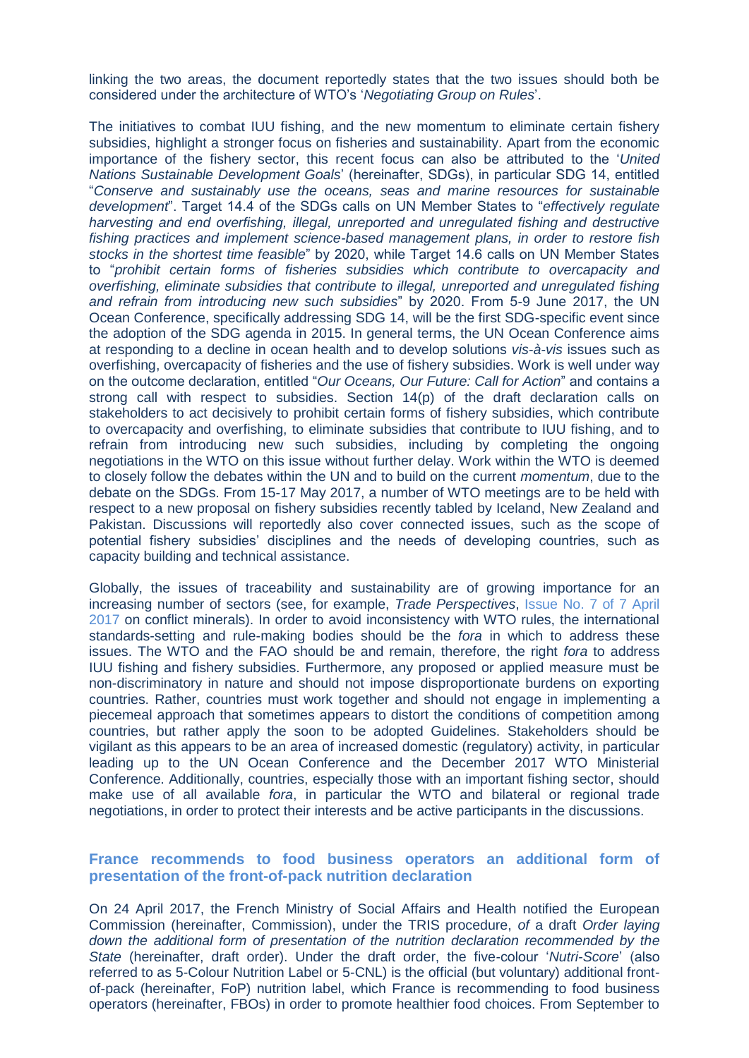linking the two areas, the document reportedly states that the two issues should both be considered under the architecture of WTO's '*Negotiating Group on Rules*'.

The initiatives to combat IUU fishing, and the new momentum to eliminate certain fishery subsidies, highlight a stronger focus on fisheries and sustainability. Apart from the economic importance of the fishery sector, this recent focus can also be attributed to the '*United Nations Sustainable Development Goals*' (hereinafter, SDGs), in particular SDG 14, entitled "*Conserve and sustainably use the oceans, seas and marine resources for sustainable development*". Target 14.4 of the SDGs calls on UN Member States to "*effectively regulate harvesting and end overfishing, illegal, unreported and unregulated fishing and destructive fishing practices and implement science-based management plans, in order to restore fish stocks in the shortest time feasible*" by 2020, while Target 14.6 calls on UN Member States to "*prohibit certain forms of fisheries subsidies which contribute to overcapacity and overfishing, eliminate subsidies that contribute to illegal, unreported and unregulated fishing and refrain from introducing new such subsidies*" by 2020. From 5-9 June 2017, the UN Ocean Conference, specifically addressing SDG 14, will be the first SDG-specific event since the adoption of the SDG agenda in 2015. In general terms, the UN Ocean Conference aims at responding to a decline in ocean health and to develop solutions *vis-à-vis* issues such as overfishing, overcapacity of fisheries and the use of fishery subsidies. Work is well under way on the outcome declaration, entitled "*Our Oceans, Our Future: Call for Action*" and contains a strong call with respect to subsidies. Section 14(p) of the draft declaration calls on stakeholders to act decisively to prohibit certain forms of fishery subsidies, which contribute to overcapacity and overfishing, to eliminate subsidies that contribute to IUU fishing, and to refrain from introducing new such subsidies, including by completing the ongoing negotiations in the WTO on this issue without further delay. Work within the WTO is deemed to closely follow the debates within the UN and to build on the current *momentum*, due to the debate on the SDGs. From 15-17 May 2017, a number of WTO meetings are to be held with respect to a new proposal on fishery subsidies recently tabled by Iceland, New Zealand and Pakistan. Discussions will reportedly also cover connected issues, such as the scope of potential fishery subsidies' disciplines and the needs of developing countries, such as capacity building and technical assistance.

Globally, the issues of traceability and sustainability are of growing importance for an increasing number of sectors (see, for example, *Trade Perspectives*, Issue No. 7 of 7 April 2017 on conflict minerals). In order to avoid inconsistency with WTO rules, the international standards-setting and rule-making bodies should be the *fora* in which to address these issues. The WTO and the FAO should be and remain, therefore, the right *fora* to address IUU fishing and fishery subsidies. Furthermore, any proposed or applied measure must be non-discriminatory in nature and should not impose disproportionate burdens on exporting countries. Rather, countries must work together and should not engage in implementing a piecemeal approach that sometimes appears to distort the conditions of competition among countries, but rather apply the soon to be adopted Guidelines. Stakeholders should be vigilant as this appears to be an area of increased domestic (regulatory) activity, in particular leading up to the UN Ocean Conference and the December 2017 WTO Ministerial Conference. Additionally, countries, especially those with an important fishing sector, should make use of all available *fora*, in particular the WTO and bilateral or regional trade negotiations, in order to protect their interests and be active participants in the discussions.

## France recommends to food business operators an additional form of presentation of the front-of-pack nutrition declaration

On 24 April 2017, the French Ministry of Social Affairs and Health notified the European Commission (hereinafter, Commission), under the TRIS procedure, *of* a draft *Order laying down the additional form of presentation of the nutrition declaration recommended by the State* (hereinafter, draft order). Under the draft order, the five-colour '*Nutri-Score*' (also referred to as 5-Colour Nutrition Label or 5-CNL) is the official (but voluntary) additional front-of-pack (hereinafter, FoP) nutrition label, which France is recommending to food business operators (hereinafter, FBOs) in order to promote healthier food choices. From September to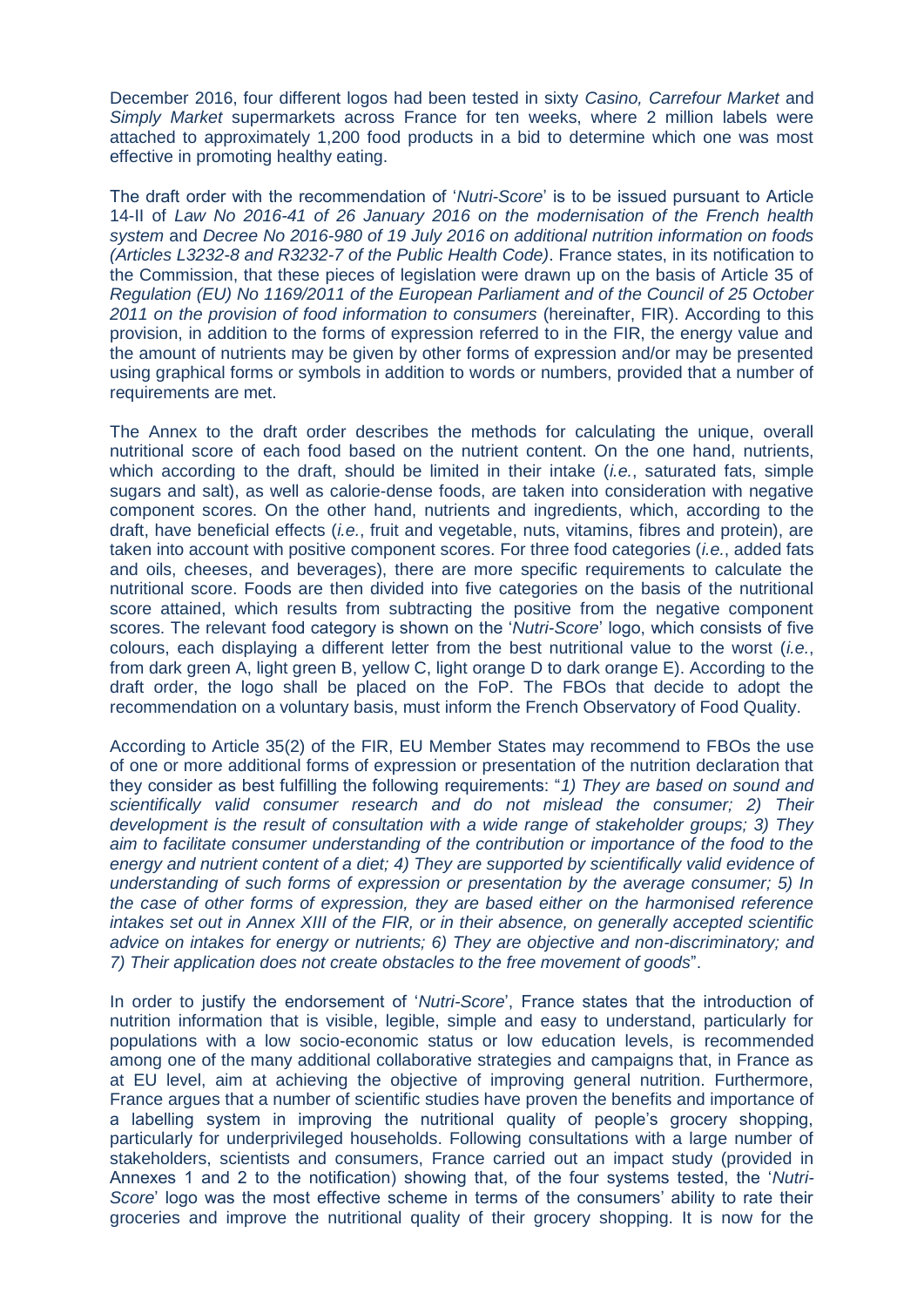December 2016, four different logos had been tested in sixty *Casino, Carrefour Market* and *Simply Market* supermarkets across France for ten weeks, where 2 million labels were attached to approximately 1,200 food products in a bid to determine which one was most effective in promoting healthy eating.

The draft order with the recommendation of '*Nutri-Score*' is to be issued pursuant to Article 14-II of *Law No 2016-41 of 26 January 2016 on the modernisation of the French health system* and *Decree No 2016-980 of 19 July 2016 on additional nutrition information on foods (Articles L3232-8 and R3232-7 of the Public Health Code)*. France states, in its notification to the Commission, that these pieces of legislation were drawn up on the basis of Article 35 of *Regulation (EU) No 1169/2011 of the European Parliament and of the Council of 25 October 2011 on the provision of food information to consumers* (hereinafter, FIR). According to this provision, in addition to the forms of expression referred to in the FIR, the energy value and the amount of nutrients may be given by other forms of expression and/or may be presented using graphical forms or symbols in addition to words or numbers, provided that a number of requirements are met.

The Annex to the draft order describes the methods for calculating the unique, overall nutritional score of each food based on the nutrient content. On the one hand, nutrients, which according to the draft, should be limited in their intake (*i.e.*, saturated fats, simple sugars and salt), as well as calorie-dense foods, are taken into consideration with negative component scores. On the other hand, nutrients and ingredients, which, according to the draft, have beneficial effects (*i.e.*, fruit and vegetable, nuts, vitamins, fibres and protein), are taken into account with positive component scores. For three food categories (*i.e.*, added fats and oils, cheeses, and beverages), there are more specific requirements to calculate the nutritional score. Foods are then divided into five categories on the basis of the nutritional score attained, which results from subtracting the positive from the negative component scores. The relevant food category is shown on the '*Nutri-Score*' logo, which consists of five colours, each displaying a different letter from the best nutritional value to the worst (*i.e.*, from dark green A, light green B, yellow C, light orange D to dark orange E). According to the draft order, the logo shall be placed on the FoP. The FBOs that decide to adopt the recommendation on a voluntary basis, must inform the French Observatory of Food Quality.

According to Article 35(2) of the FIR, EU Member States may recommend to FBOs the use of one or more additional forms of expression or presentation of the nutrition declaration that they consider as best fulfilling the following requirements: "*1) They are based on sound and scientifically valid consumer research and do not mislead the consumer; 2) Their development is the result of consultation with a wide range of stakeholder groups; 3) They aim to facilitate consumer understanding of the contribution or importance of the food to the energy and nutrient content of a diet; 4) They are supported by scientifically valid evidence of understanding of such forms of expression or presentation by the average consumer; 5) In the case of other forms of expression, they are based either on the harmonised reference intakes set out in Annex XIII of the FIR, or in their absence, on generally accepted scientific advice on intakes for energy or nutrients; 6) They are objective and non-discriminatory; and 7) Their application does not create obstacles to the free movement of goods*".

In order to justify the endorsement of '*Nutri-Score*', France states that the introduction of nutrition information that is visible, legible, simple and easy to understand, particularly for populations with a low socio-economic status or low education levels, is recommended among one of the many additional collaborative strategies and campaigns that, in France as at EU level, aim at achieving the objective of improving general nutrition. Furthermore, France argues that a number of scientific studies have proven the benefits and importance of a labelling system in improving the nutritional quality of people's grocery shopping, particularly for underprivileged households. Following consultations with a large number of stakeholders, scientists and consumers, France carried out an impact study (provided in Annexes 1 and 2 to the notification) showing that, of the four systems tested, the '*Nutri-Score*' logo was the most effective scheme in terms of the consumers' ability to rate their groceries and improve the nutritional quality of their grocery shopping. It is now for the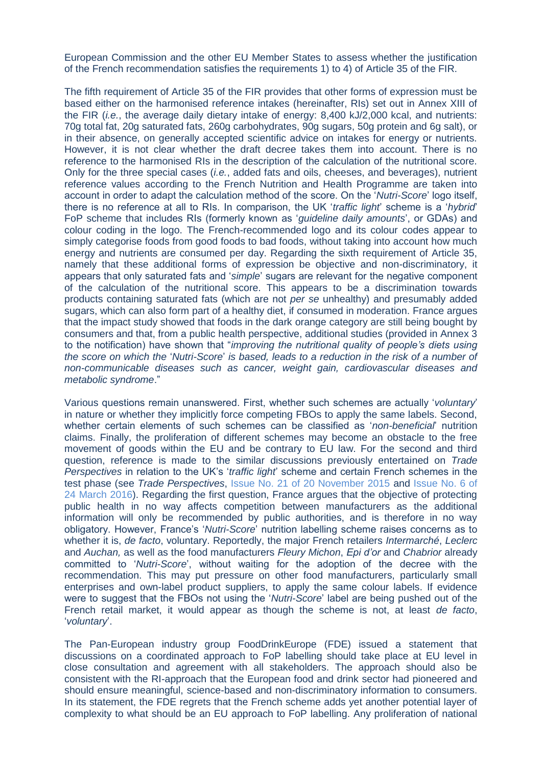European Commission and the other EU Member States to assess whether the justification of the French recommendation satisfies the requirements 1) to 4) of Article 35 of the FIR.

The fifth requirement of Article 35 of the FIR provides that other forms of expression must be based either on the harmonised reference intakes (hereinafter, RIs) set out in Annex XIII of the FIR (*i.e.*, the average daily dietary intake of energy: 8,400 kJ/2,000 kcal, and nutrients: 70g total fat, 20g saturated fats, 260g carbohydrates, 90g sugars, 50g protein and 6g salt), or in their absence, on generally accepted scientific advice on intakes for energy or nutrients. However, it is not clear whether the draft decree takes them into account. There is no reference to the harmonised RIs in the description of the calculation of the nutritional score. Only for the three special cases (*i.e.*, added fats and oils, cheeses, and beverages), nutrient reference values according to the French Nutrition and Health Programme are taken into account in order to adapt the calculation method of the score. On the '*Nutri-Score*' logo itself, there is no reference at all to RIs. In comparison, the UK '*traffic light*' scheme is a '*hybrid*' FoP scheme that includes RIs (formerly known as '*guideline daily amounts*', or GDAs) and colour coding in the logo. The French-recommended logo and its colour codes appear to simply categorise foods from good foods to bad foods, without taking into account how much energy and nutrients are consumed per day. Regarding the sixth requirement of Article 35, namely that these additional forms of expression be objective and non-discriminatory, it appears that only saturated fats and '*simple*' sugars are relevant for the negative component of the calculation of the nutritional score. This appears to be a discrimination towards products containing saturated fats (which are not *per se* unhealthy) and presumably added sugars, which can also form part of a healthy diet, if consumed in moderation. France argues that the impact study showed that foods in the dark orange category are still being bought by consumers and that, from a public health perspective, additional studies (provided in Annex 3 to the notification) have shown that "*improving the nutritional quality of people's diets using the score on which the* '*Nutri-Score*' *is based, leads to a reduction in the risk of a number of non-communicable diseases such as cancer, weight gain, cardiovascular diseases and metabolic syndrome*."

Various questions remain unanswered. First, whether such schemes are actually '*voluntary*' in nature or whether they implicitly force competing FBOs to apply the same labels. Second, whether certain elements of such schemes can be classified as '*non-beneficial*' nutrition claims. Finally, the proliferation of different schemes may become an obstacle to the free movement of goods within the EU and be contrary to EU law. For the second and third question, reference is made to the similar discussions previously entertained on *Trade Perspectives* in relation to the UK's '*traffic light*' scheme and certain French schemes in the test phase (see *Trade Perspectives*, Issue No. 21 of 20 November 2015 and Issue No. 6 of 24 March 2016). Regarding the first question, France argues that the objective of protecting public health in no way affects competition between manufacturers as the additional information will only be recommended by public authorities, and is therefore in no way obligatory. However, France's '*Nutri-Score*' nutrition labelling scheme raises concerns as to whether it is, *de facto*, voluntary. Reportedly, the major French retailers *Intermarché*, *Leclerc* and *Auchan,* as well as the food manufacturers *Fleury Michon*, *Epi d'or* and *Chabrior* already committed to '*Nutri-Score*', without waiting for the adoption of the decree with the recommendation. This may put pressure on other food manufacturers, particularly small enterprises and own-label product suppliers, to apply the same colour labels. If evidence were to suggest that the FBOs not using the '*Nutri-Score*' label are being pushed out of the French retail market, it would appear as though the scheme is not, at least *de facto*, '*voluntary*'.

The Pan-European industry group FoodDrinkEurope (FDE) issued a statement that discussions on a coordinated approach to FoP labelling should take place at EU level in close consultation and agreement with all stakeholders. The approach should also be consistent with the RI-approach that the European food and drink sector had pioneered and should ensure meaningful, science-based and non-discriminatory information to consumers. In its statement, the FDE regrets that the French scheme adds yet another potential layer of complexity to what should be an EU approach to FoP labelling. Any proliferation of national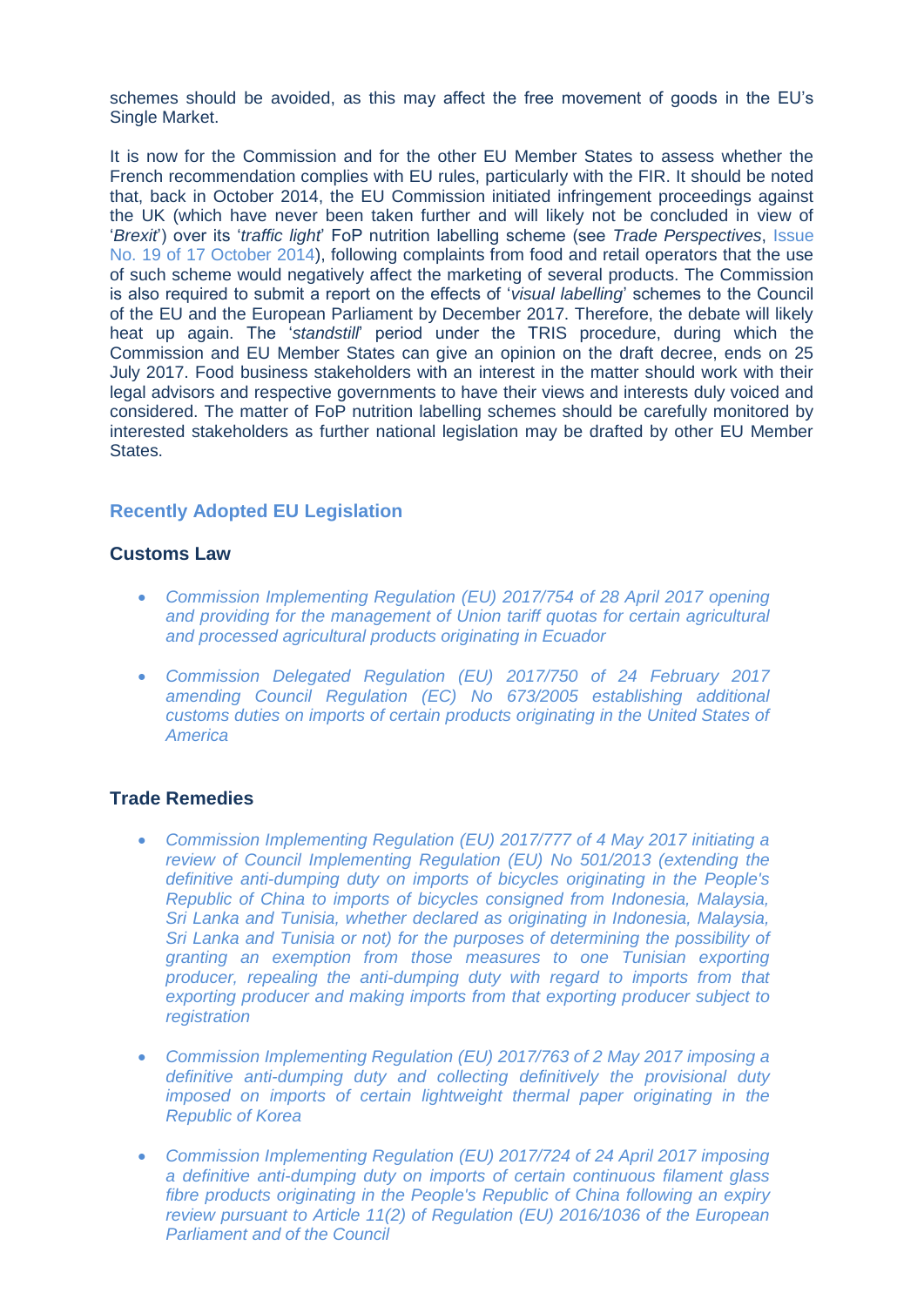schemes should be avoided, as this may affect the free movement of goods in the EU's Single Market.

It is now for the Commission and for the other EU Member States to assess whether the French recommendation complies with EU rules, particularly with the FIR. It should be noted that, back in October 2014, the EU Commission initiated infringement proceedings against the UK (which have never been taken further and will likely not be concluded in view of '*Brexit*') over its '*traffic light*' FoP nutrition labelling scheme (see *Trade Perspectives*, Issue No. 19 of 17 October 2014), following complaints from food and retail operators that the use of such scheme would negatively affect the marketing of several products. The Commission is also required to submit a report on the effects of '*visual labelling*' schemes to the Council of the EU and the European Parliament by December 2017. Therefore, the debate will likely heat up again. The '*standstill*' period under the TRIS procedure, during which the Commission and EU Member States can give an opinion on the draft decree, ends on 25 July 2017. Food business stakeholders with an interest in the matter should work with their legal advisors and respective governments to have their views and interests duly voiced and considered. The matter of FoP nutrition labelling schemes should be carefully monitored by interested stakeholders as further national legislation may be drafted by other EU Member States.

## Recently Adopted EU Legislation

### Customs Law

- *Commission Implementing Regulation (EU) 2017/754 of 28 April 2017 opening and providing for the management of Union tariff quotas for certain agricultural and processed agricultural products originating in Ecuador*
- *Commission Delegated Regulation (EU) 2017/750 of 24 February 2017 amending Council Regulation (EC) No 673/2005 establishing additional customs duties on imports of certain products originating in the United States of America*

### Trade Remedies

- *Commission Implementing Regulation (EU) 2017/777 of 4 May 2017 initiating a review of Council Implementing Regulation (EU) No 501/2013 (extending the definitive anti-dumping duty on imports of bicycles originating in the People's Republic of China to imports of bicycles consigned from Indonesia, Malaysia, Sri Lanka and Tunisia, whether declared as originating in Indonesia, Malaysia, Sri Lanka and Tunisia or not) for the purposes of determining the possibility of granting an exemption from those measures to one Tunisian exporting producer, repealing the anti-dumping duty with regard to imports from that exporting producer and making imports from that exporting producer subject to registration*
- *Commission Implementing Regulation (EU) 2017/763 of 2 May 2017 imposing a definitive anti-dumping duty and collecting definitively the provisional duty imposed on imports of certain lightweight thermal paper originating in the Republic of Korea*
- *Commission Implementing Regulation (EU) 2017/724 of 24 April 2017 imposing a definitive anti-dumping duty on imports of certain continuous filament glass fibre products originating in the People's Republic of China following an expiry review pursuant to Article 11(2) of Regulation (EU) 2016/1036 of the European Parliament and of the Council*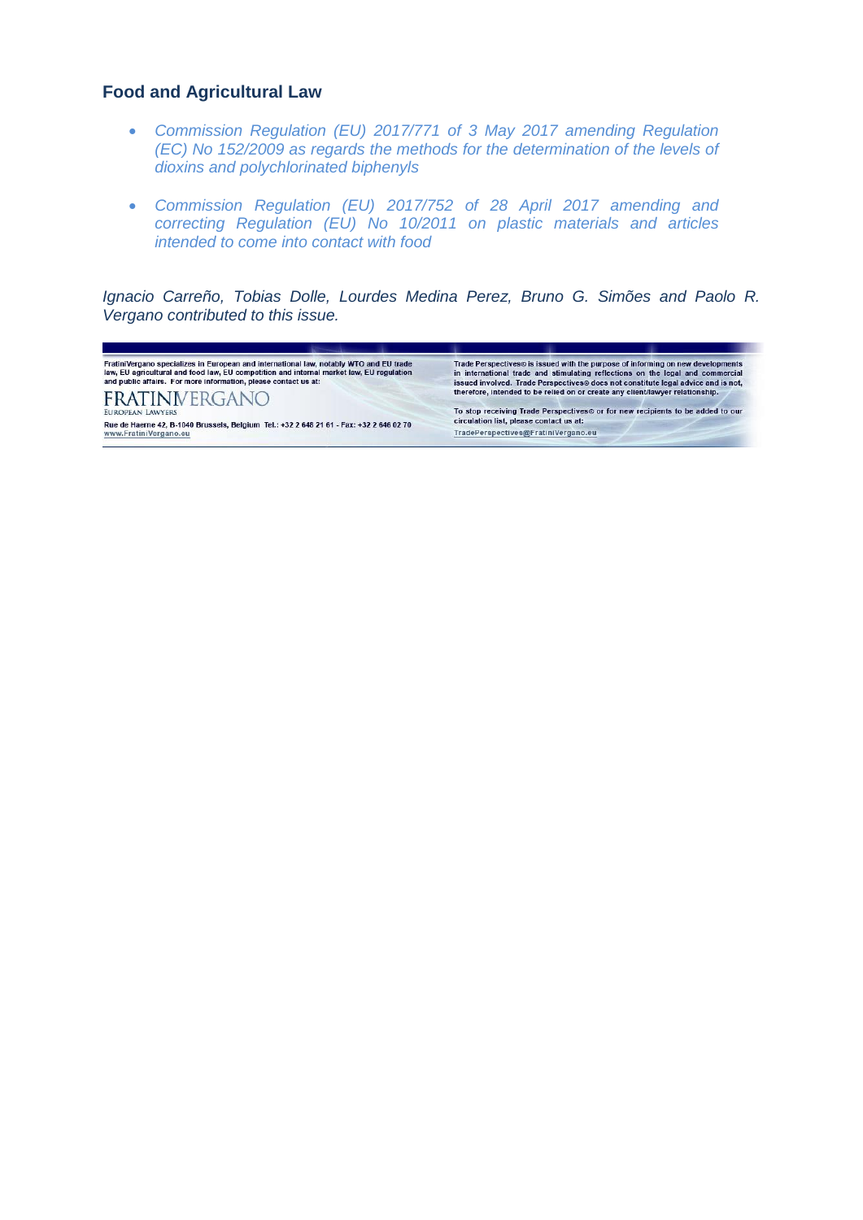## Food and Agricultural Law

- *Commission Regulation (EU) 2017/771 of 3 May 2017 amending Regulation (EC) No 152/2009 as regards the methods for the determination of the levels of dioxins and polychlorinated biphenyls*

- *Commission Regulation (EU) 2017/752 of 28 April 2017 amending and correcting Regulation (EU) No 10/2011 on plastic materials and articles intended to come into contact with food*

*Ignacio Carreño, Tobias Dolle, Lourdes Medina Perez, Bruno G. Simões and Paolo R. Vergano contributed to this issue.*

FratiniVergano specializes in European and international law, notably WTO and EU trade law, EU agricultural and food law, EU competition and internal market law, EU regulation and public affairs. For more information, please contact us at:

FRATINIVERGANO
EUROPEAN LAWYERS

Rue de Haerne 42, B-1040 Brussels, Belgium Tel.: +32 2 648 21 61 - Fax: +32 2 646 02 70
www.FratiniVergano.eu

Trade Perspectives© is issued with the purpose of informing on new developments in international trade and stimulating reflections on the legal and commercial issued involved. Trade Perspectives© does not constitute legal advice and is not, therefore, intended to be relied on or create any client/lawyer relationship.

To stop receiving Trade Perspectives© or for new recipients to be added to our circulation list, please contact us at:
TradePerspectives@FratiniVergano.eu